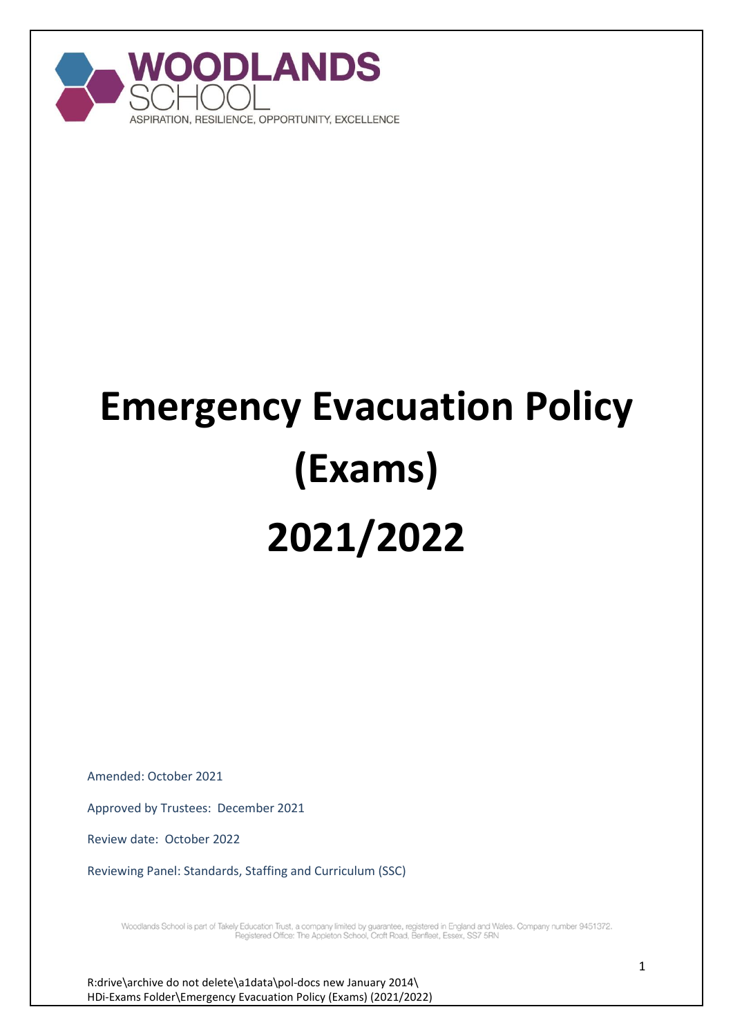WOODLANDS SCHOOL

ASPIRATION, RESILIENCE, OPPORTUNITY, EXCELLENCE

# Emergency Evacuation Policy (Exams) 2021/2022

Amended: October 2021

Approved by Trustees: December 2021

Review date: October 2022

Reviewing Panel: Standards, Staffing and Curriculum (SSC)

Woodlands School is part of Takely Education Trust, a company limited by guarantee, registered in England and Wales. Company number 9451372. Registered Office: The Appleton School, Croft Road, Benfleet, Essex, SS7 5RN

R:drive\archive do not delete\a1data\pol-docs new January 2014\ HDi-Exams Folder\Emergency Evacuation Policy (Exams) (2021/2022)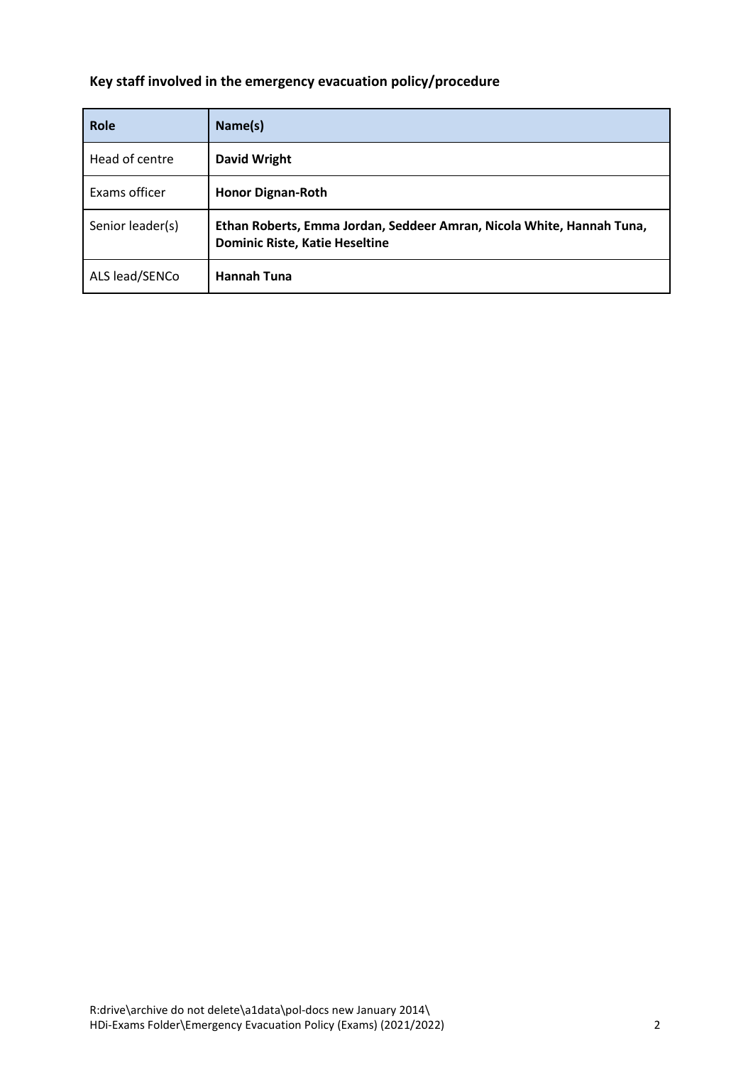**Key staff involved in the emergency evacuation policy/procedure**

| Role | Name(s) |
|---|---|
| Head of centre | **David Wright** |
| Exams officer | **Honor Dignan-Roth** |
| Senior leader(s) | **Ethan Roberts, Emma Jordan, Seddeer Amran, Nicola White, Hannah Tuna, Dominic Riste, Katie Heseltine** |
| ALS lead/SENCo | **Hannah Tuna** |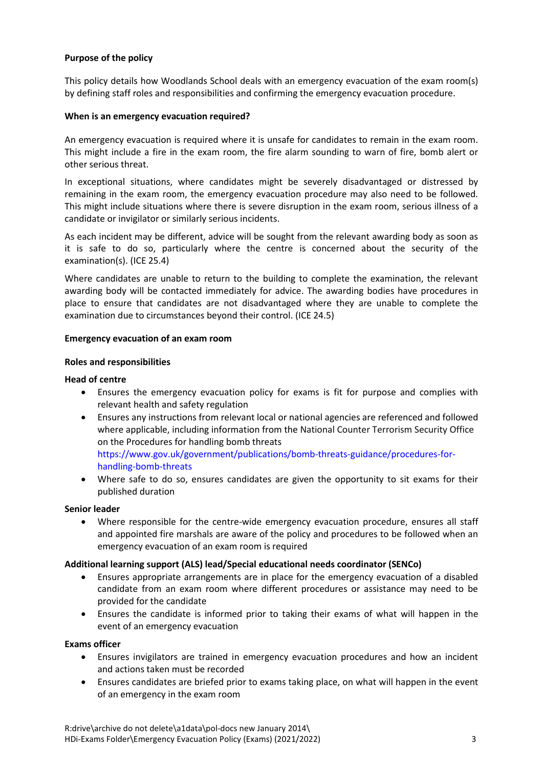**Purpose of the policy**

This policy details how Woodlands School deals with an emergency evacuation of the exam room(s) by defining staff roles and responsibilities and confirming the emergency evacuation procedure.

**When is an emergency evacuation required?**

An emergency evacuation is required where it is unsafe for candidates to remain in the exam room. This might include a fire in the exam room, the fire alarm sounding to warn of fire, bomb alert or other serious threat.

In exceptional situations, where candidates might be severely disadvantaged or distressed by remaining in the exam room, the emergency evacuation procedure may also need to be followed. This might include situations where there is severe disruption in the exam room, serious illness of a candidate or invigilator or similarly serious incidents.

As each incident may be different, advice will be sought from the relevant awarding body as soon as it is safe to do so, particularly where the centre is concerned about the security of the examination(s). (ICE 25.4)

Where candidates are unable to return to the building to complete the examination, the relevant awarding body will be contacted immediately for advice. The awarding bodies have procedures in place to ensure that candidates are not disadvantaged where they are unable to complete the examination due to circumstances beyond their control. (ICE 24.5)

**Emergency evacuation of an exam room**

**Roles and responsibilities**

**Head of centre**

- Ensures the emergency evacuation policy for exams is fit for purpose and complies with relevant health and safety regulation
- Ensures any instructions from relevant local or national agencies are referenced and followed where applicable, including information from the National Counter Terrorism Security Office on the Procedures for handling bomb threats https://www.gov.uk/government/publications/bomb-threats-guidance/procedures-for-handling-bomb-threats
- Where safe to do so, ensures candidates are given the opportunity to sit exams for their published duration

**Senior leader**

- Where responsible for the centre-wide emergency evacuation procedure, ensures all staff and appointed fire marshals are aware of the policy and procedures to be followed when an emergency evacuation of an exam room is required

**Additional learning support (ALS) lead/Special educational needs coordinator (SENCo)**

- Ensures appropriate arrangements are in place for the emergency evacuation of a disabled candidate from an exam room where different procedures or assistance may need to be provided for the candidate
- Ensures the candidate is informed prior to taking their exams of what will happen in the event of an emergency evacuation

**Exams officer**

- Ensures invigilators are trained in emergency evacuation procedures and how an incident and actions taken must be recorded
- Ensures candidates are briefed prior to exams taking place, on what will happen in the event of an emergency in the exam room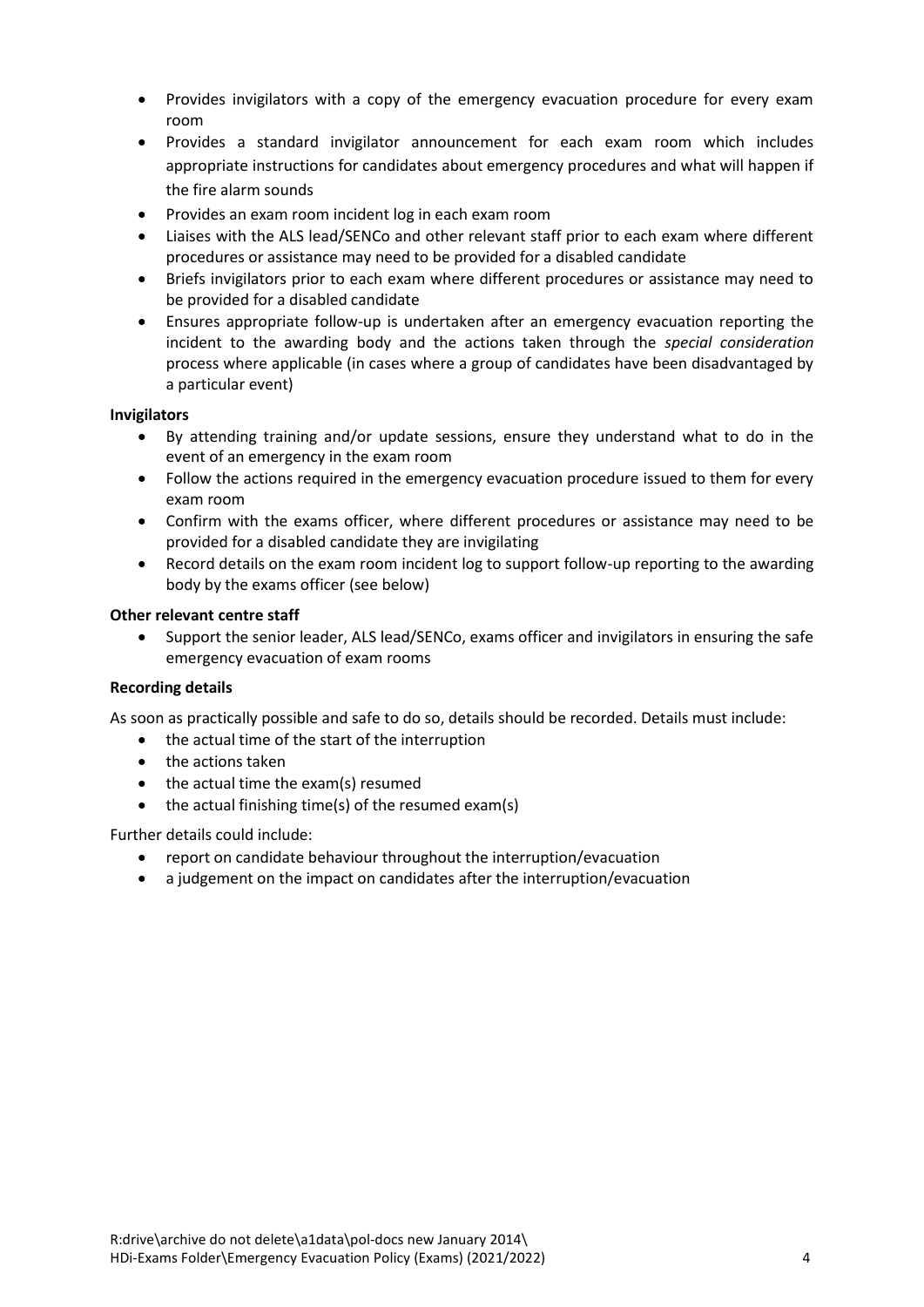- Provides invigilators with a copy of the emergency evacuation procedure for every exam room
- Provides a standard invigilator announcement for each exam room which includes appropriate instructions for candidates about emergency procedures and what will happen if the fire alarm sounds
- Provides an exam room incident log in each exam room
- Liaises with the ALS lead/SENCo and other relevant staff prior to each exam where different procedures or assistance may need to be provided for a disabled candidate
- Briefs invigilators prior to each exam where different procedures or assistance may need to be provided for a disabled candidate
- Ensures appropriate follow-up is undertaken after an emergency evacuation reporting the incident to the awarding body and the actions taken through the *special consideration* process where applicable (in cases where a group of candidates have been disadvantaged by a particular event)

**Invigilators**

- By attending training and/or update sessions, ensure they understand what to do in the event of an emergency in the exam room
- Follow the actions required in the emergency evacuation procedure issued to them for every exam room
- Confirm with the exams officer, where different procedures or assistance may need to be provided for a disabled candidate they are invigilating
- Record details on the exam room incident log to support follow-up reporting to the awarding body by the exams officer (see below)

**Other relevant centre staff**

- Support the senior leader, ALS lead/SENCo, exams officer and invigilators in ensuring the safe emergency evacuation of exam rooms

**Recording details**

As soon as practically possible and safe to do so, details should be recorded. Details must include:

- the actual time of the start of the interruption
- the actions taken
- the actual time the exam(s) resumed
- the actual finishing time(s) of the resumed exam(s)

Further details could include:

- report on candidate behaviour throughout the interruption/evacuation
- a judgement on the impact on candidates after the interruption/evacuation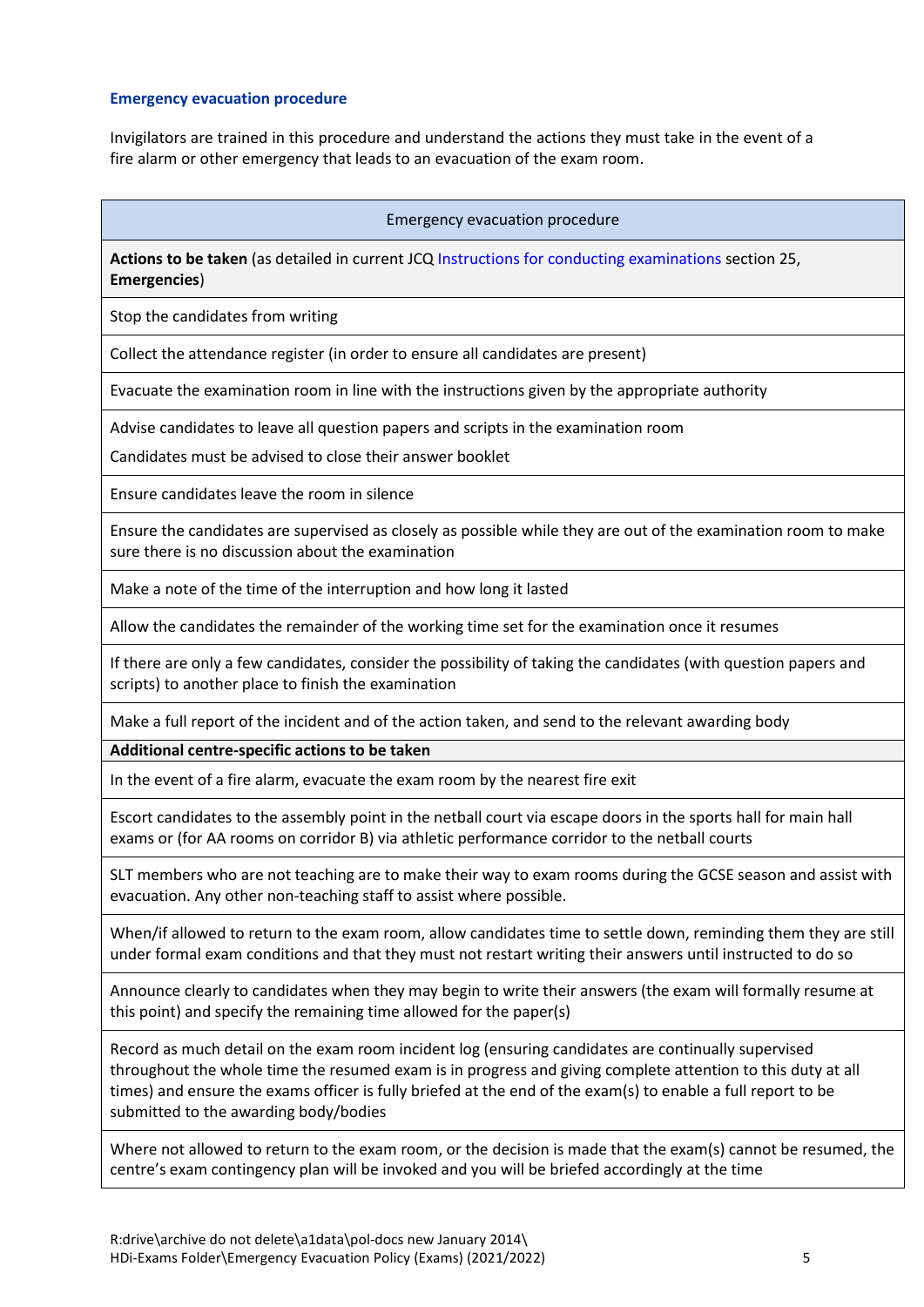### Emergency evacuation procedure

Invigilators are trained in this procedure and understand the actions they must take in the event of a fire alarm or other emergency that leads to an evacuation of the exam room.

| Emergency evacuation procedure |
|---|
| **Actions to be taken** (as detailed in current JCQ Instructions for conducting examinations section 25, **Emergencies**) |
| Stop the candidates from writing |
| Collect the attendance register (in order to ensure all candidates are present) |
| Evacuate the examination room in line with the instructions given by the appropriate authority |
| Advise candidates to leave all question papers and scripts in the examination room<br>Candidates must be advised to close their answer booklet |
| Ensure candidates leave the room in silence |
| Ensure the candidates are supervised as closely as possible while they are out of the examination room to make sure there is no discussion about the examination |
| Make a note of the time of the interruption and how long it lasted |
| Allow the candidates the remainder of the working time set for the examination once it resumes |
| If there are only a few candidates, consider the possibility of taking the candidates (with question papers and scripts) to another place to finish the examination |
| Make a full report of the incident and of the action taken, and send to the relevant awarding body |
| **Additional centre-specific actions to be taken** |
| In the event of a fire alarm, evacuate the exam room by the nearest fire exit |
| Escort candidates to the assembly point in the netball court via escape doors in the sports hall for main hall exams or (for AA rooms on corridor B) via athletic performance corridor to the netball courts |
| SLT members who are not teaching are to make their way to exam rooms during the GCSE season and assist with evacuation. Any other non-teaching staff to assist where possible. |
| When/if allowed to return to the exam room, allow candidates time to settle down, reminding them they are still under formal exam conditions and that they must not restart writing their answers until instructed to do so |
| Announce clearly to candidates when they may begin to write their answers (the exam will formally resume at this point) and specify the remaining time allowed for the paper(s) |
| Record as much detail on the exam room incident log (ensuring candidates are continually supervised throughout the whole time the resumed exam is in progress and giving complete attention to this duty at all times) and ensure the exams officer is fully briefed at the end of the exam(s) to enable a full report to be submitted to the awarding body/bodies |
| Where not allowed to return to the exam room, or the decision is made that the exam(s) cannot be resumed, the centre's exam contingency plan will be invoked and you will be briefed accordingly at the time |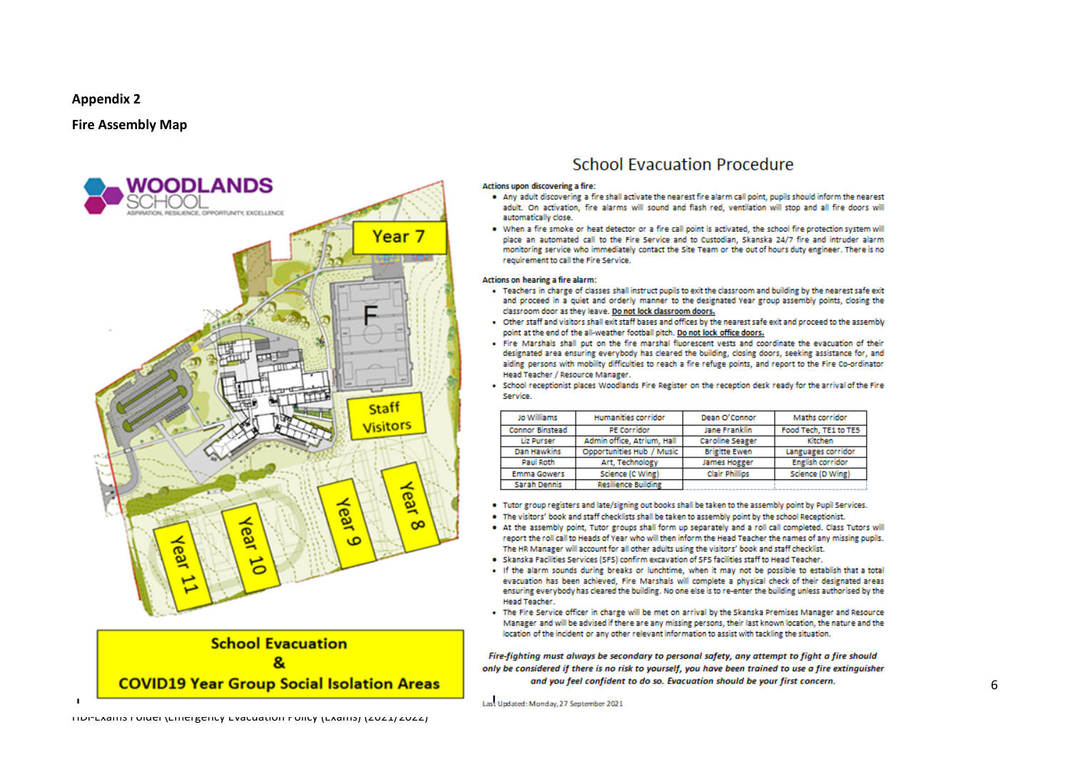**Appendix 2**

**Fire Assembly Map**

WOODLANDS SCHOOL
ASPIRATION, RESILIENCE, OPPORTUNITY, EXCELLENCE

Year 7

F

Staff Visitors

Year 8

Year 9

Year 10

Year 11

**School Evacuation & COVID19 Year Group Social Isolation Areas**

## School Evacuation Procedure

**Actions upon discovering a fire:**

- Any adult discovering a fire shall activate the nearest fire alarm call point, pupils should inform the nearest adult. On activation, fire alarms will sound and flash red, ventilation will stop and all fire doors will automatically close.
- When a fire smoke or heat detector or a fire call point is activated, the school fire protection system will place an automated call to the Fire Service and to Custodian, Skanska 24/7 fire and intruder alarm monitoring service who immediately contact the Site Team or the out of hours duty engineer. There is no requirement to call the Fire Service.

**Actions on hearing a fire alarm:**

- Teachers in charge of classes shall instruct pupils to exit the classroom and building by the nearest safe exit and proceed in a quiet and orderly manner to the designated Year group assembly points, closing the classroom door as they leave. **Do not lock classroom doors.**
- Other staff and visitors shall exit staff bases and offices by the nearest safe exit and proceed to the assembly point at the end of the all-weather football pitch. **Do not lock office doors.**
- Fire Marshals shall put on the fire marshal fluorescent vests and coordinate the evacuation of their designated area ensuring everybody has cleared the building, closing doors, seeking assistance for, and aiding persons with mobility difficulties to reach a fire refuge points, and report to the Fire Co-ordinator Head Teacher / Resource Manager.
- School receptionist places Woodlands Fire Register on the reception desk ready for the arrival of the Fire Service.

| Jo Williams | Humanities corridor | Dean O'Connor | Maths corridor |
|---|---|---|---|
| Connor Binstead | PE Corridor | Jane Franklin | Food Tech, TE1 to TE5 |
| Liz Purser | Admin office, Atrium, Hall | Caroline Seager | Kitchen |
| Dan Hawkins | Opportunities Hub / Music | Brigitte Ewen | Languages corridor |
| Paul Roth | Art, Technology | James Hogger | English corridor |
| Emma Gowers | Science (C Wing) | Clair Phillips | Science (D Wing) |
| Sarah Dennis | Resilience Building | | |

- Tutor group registers and late/signing out books shall be taken to the assembly point by Pupil Services.
- The visitors' book and staff checklists shall be taken to assembly point by the school Receptionist.
- At the assembly point, Tutor groups shall form up separately and a roll call completed. Class Tutors will report the roll call to Heads of Year who will then inform the Head Teacher the names of any missing pupils. The HR Manager will account for all other adults using the visitors' book and staff checklist.
- Skanska Facilities Services (SFS) confirm excavation of SFS facilities staff to Head Teacher.
- If the alarm sounds during breaks or lunchtime, when it may not be possible to establish that a total evacuation has been achieved, Fire Marshals will complete a physical check of their designated areas ensuring everybody has cleared the building. No one else is to re-enter the building unless authorised by the Head Teacher.
- The Fire Service officer in charge will be met on arrival by the Skanska Premises Manager and Resource Manager and will be advised if there are any missing persons, their last known location, the nature and the location of the incident or any other relevant information to assist with tackling the situation.

***Fire-fighting must always be secondary to personal safety, any attempt to fight a fire should only be considered if there is no risk to yourself, you have been trained to use a fire extinguisher and you feel confident to do so. Evacuation should be your first concern.***

Last Updated: Monday, 27 September 2021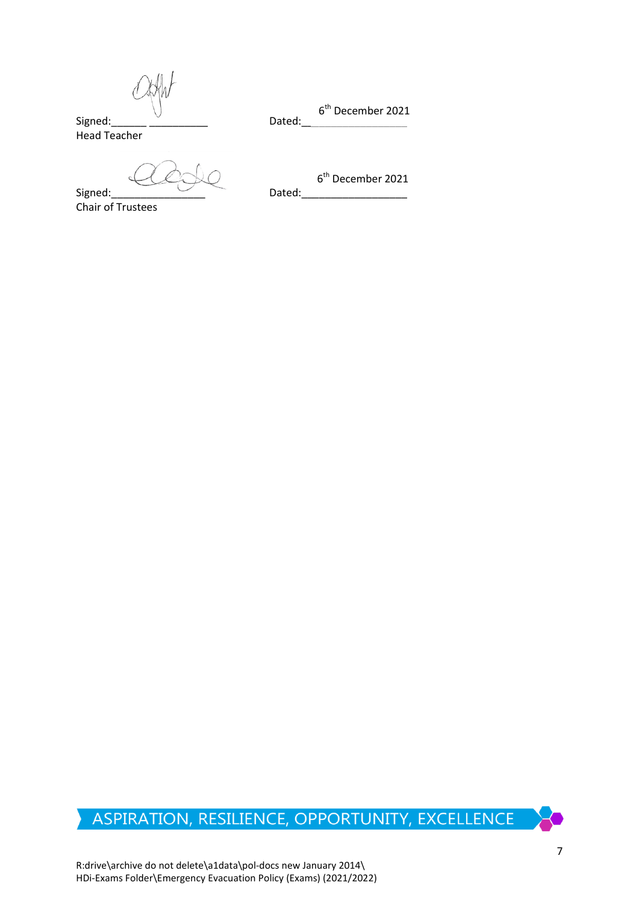Signed:______ __________ Dated:__6th December 2021
Head Teacher

Signed:________________ Dated:6th December 2021
Chair of Trustees

ASPIRATION, RESILIENCE, OPPORTUNITY, EXCELLENCE

R:drive\archive do not delete\a1data\pol-docs new January 2014\
HDi-Exams Folder\Emergency Evacuation Policy (Exams) (2021/2022)